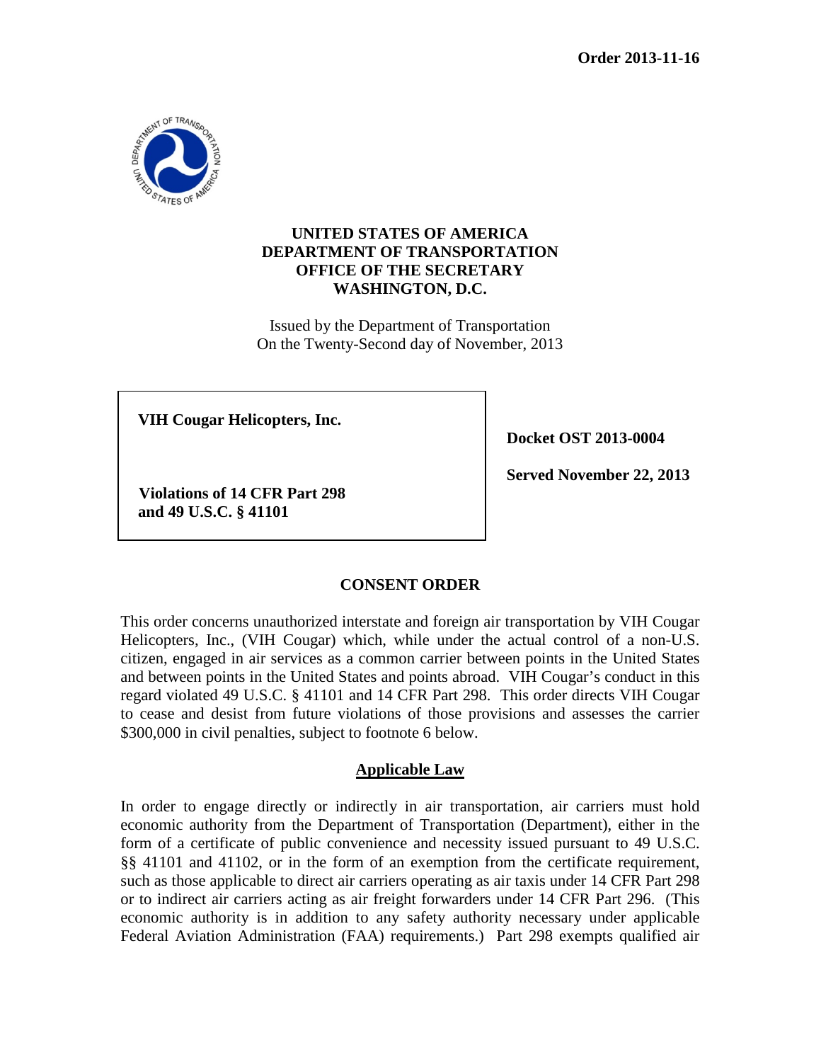**Order 2013-11-16**

**UNITED STATES OF AMERICA**
**DEPARTMENT OF TRANSPORTATION**
**OFFICE OF THE SECRETARY**
**WASHINGTON, D.C.**

Issued by the Department of Transportation
On the Twenty-Second day of November, 2013

| | |
|---|---|
| **VIH Cougar Helicopters, Inc.**<br><br>**Violations of 14 CFR Part 298 and 49 U.S.C. § 41101** | **Docket OST 2013-0004**<br><br>**Served November 22, 2013** |

## CONSENT ORDER

This order concerns unauthorized interstate and foreign air transportation by VIH Cougar Helicopters, Inc., (VIH Cougar) which, while under the actual control of a non-U.S. citizen, engaged in air services as a common carrier between points in the United States and between points in the United States and points abroad. VIH Cougar's conduct in this regard violated 49 U.S.C. § 41101 and 14 CFR Part 298. This order directs VIH Cougar to cease and desist from future violations of those provisions and assesses the carrier $300,000 in civil penalties, subject to footnote 6 below.

### Applicable Law

In order to engage directly or indirectly in air transportation, air carriers must hold economic authority from the Department of Transportation (Department), either in the form of a certificate of public convenience and necessity issued pursuant to 49 U.S.C. §§ 41101 and 41102, or in the form of an exemption from the certificate requirement, such as those applicable to direct air carriers operating as air taxis under 14 CFR Part 298 or to indirect air carriers acting as air freight forwarders under 14 CFR Part 296. (This economic authority is in addition to any safety authority necessary under applicable Federal Aviation Administration (FAA) requirements.) Part 298 exempts qualified air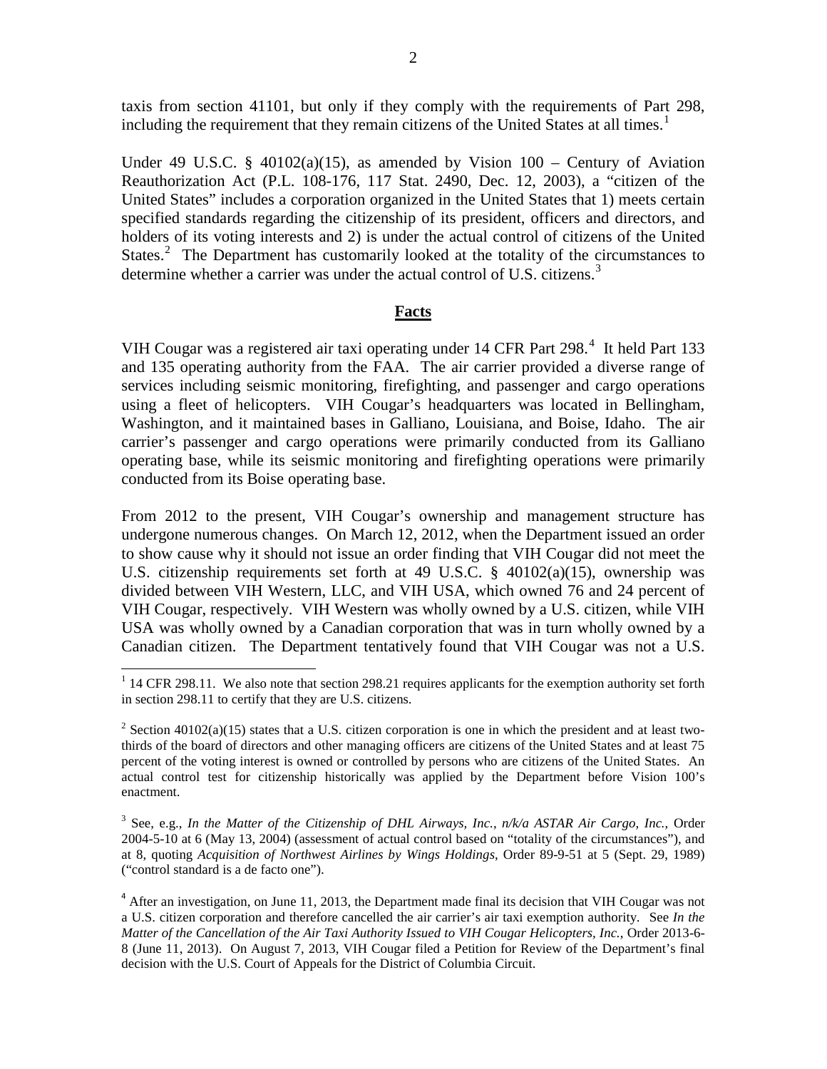taxis from section 41101, but only if they comply with the requirements of Part 298, including the requirement that they remain citizens of the United States at all times.[1]

Under 49 U.S.C. § 40102(a)(15), as amended by Vision 100 – Century of Aviation Reauthorization Act (P.L. 108-176, 117 Stat. 2490, Dec. 12, 2003), a "citizen of the United States" includes a corporation organized in the United States that 1) meets certain specified standards regarding the citizenship of its president, officers and directors, and holders of its voting interests and 2) is under the actual control of citizens of the United States.[2] The Department has customarily looked at the totality of the circumstances to determine whether a carrier was under the actual control of U.S. citizens.[3]

## Facts

VIH Cougar was a registered air taxi operating under 14 CFR Part 298.[4] It held Part 133 and 135 operating authority from the FAA. The air carrier provided a diverse range of services including seismic monitoring, firefighting, and passenger and cargo operations using a fleet of helicopters. VIH Cougar's headquarters was located in Bellingham, Washington, and it maintained bases in Galliano, Louisiana, and Boise, Idaho. The air carrier's passenger and cargo operations were primarily conducted from its Galliano operating base, while its seismic monitoring and firefighting operations were primarily conducted from its Boise operating base.

From 2012 to the present, VIH Cougar's ownership and management structure has undergone numerous changes. On March 12, 2012, when the Department issued an order to show cause why it should not issue an order finding that VIH Cougar did not meet the U.S. citizenship requirements set forth at 49 U.S.C. § 40102(a)(15), ownership was divided between VIH Western, LLC, and VIH USA, which owned 76 and 24 percent of VIH Cougar, respectively. VIH Western was wholly owned by a U.S. citizen, while VIH USA was wholly owned by a Canadian corporation that was in turn wholly owned by a Canadian citizen. The Department tentatively found that VIH Cougar was not a U.S.

---

[1] 14 CFR 298.11. We also note that section 298.21 requires applicants for the exemption authority set forth in section 298.11 to certify that they are U.S. citizens.

[2] Section 40102(a)(15) states that a U.S. citizen corporation is one in which the president and at least two-thirds of the board of directors and other managing officers are citizens of the United States and at least 75 percent of the voting interest is owned or controlled by persons who are citizens of the United States. An actual control test for citizenship historically was applied by the Department before Vision 100's enactment.

[3] See, e.g., *In the Matter of the Citizenship of DHL Airways, Inc., n/k/a ASTAR Air Cargo, Inc.*, Order 2004-5-10 at 6 (May 13, 2004) (assessment of actual control based on "totality of the circumstances"), and at 8, quoting *Acquisition of Northwest Airlines by Wings Holdings*, Order 89-9-51 at 5 (Sept. 29, 1989) ("control standard is a de facto one").

[4] After an investigation, on June 11, 2013, the Department made final its decision that VIH Cougar was not a U.S. citizen corporation and therefore cancelled the air carrier's air taxi exemption authority. See *In the Matter of the Cancellation of the Air Taxi Authority Issued to VIH Cougar Helicopters, Inc.*, Order 2013-6-8 (June 11, 2013). On August 7, 2013, VIH Cougar filed a Petition for Review of the Department's final decision with the U.S. Court of Appeals for the District of Columbia Circuit.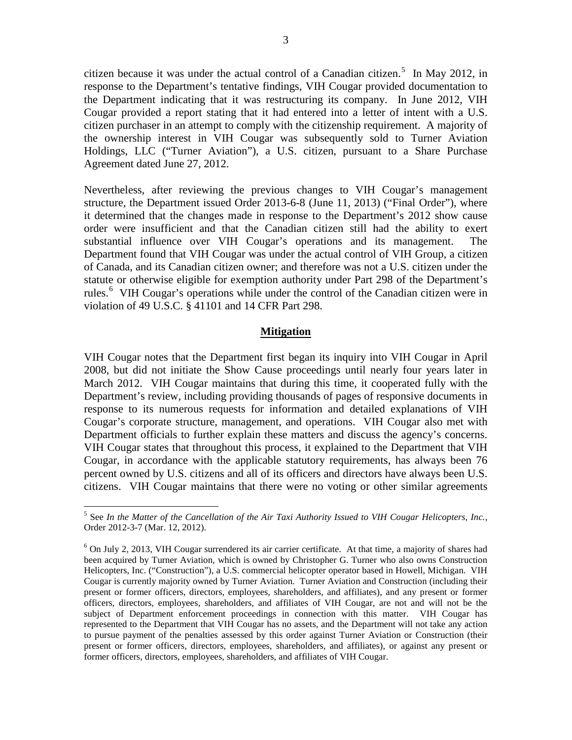citizen because it was under the actual control of a Canadian citizen.[5] In May 2012, in response to the Department's tentative findings, VIH Cougar provided documentation to the Department indicating that it was restructuring its company. In June 2012, VIH Cougar provided a report stating that it had entered into a letter of intent with a U.S. citizen purchaser in an attempt to comply with the citizenship requirement. A majority of the ownership interest in VIH Cougar was subsequently sold to Turner Aviation Holdings, LLC ("Turner Aviation"), a U.S. citizen, pursuant to a Share Purchase Agreement dated June 27, 2012.

Nevertheless, after reviewing the previous changes to VIH Cougar's management structure, the Department issued Order 2013-6-8 (June 11, 2013) ("Final Order"), where it determined that the changes made in response to the Department's 2012 show cause order were insufficient and that the Canadian citizen still had the ability to exert substantial influence over VIH Cougar's operations and its management. The Department found that VIH Cougar was under the actual control of VIH Group, a citizen of Canada, and its Canadian citizen owner; and therefore was not a U.S. citizen under the statute or otherwise eligible for exemption authority under Part 298 of the Department's rules.[6] VIH Cougar's operations while under the control of the Canadian citizen were in violation of 49 U.S.C. § 41101 and 14 CFR Part 298.

## Mitigation

VIH Cougar notes that the Department first began its inquiry into VIH Cougar in April 2008, but did not initiate the Show Cause proceedings until nearly four years later in March 2012. VIH Cougar maintains that during this time, it cooperated fully with the Department's review, including providing thousands of pages of responsive documents in response to its numerous requests for information and detailed explanations of VIH Cougar's corporate structure, management, and operations. VIH Cougar also met with Department officials to further explain these matters and discuss the agency's concerns. VIH Cougar states that throughout this process, it explained to the Department that VIH Cougar, in accordance with the applicable statutory requirements, has always been 76 percent owned by U.S. citizens and all of its officers and directors have always been U.S. citizens. VIH Cougar maintains that there were no voting or other similar agreements

---

[5] See *In the Matter of the Cancellation of the Air Taxi Authority Issued to VIH Cougar Helicopters, Inc.*, Order 2012-3-7 (Mar. 12, 2012).

[6] On July 2, 2013, VIH Cougar surrendered its air carrier certificate. At that time, a majority of shares had been acquired by Turner Aviation, which is owned by Christopher G. Turner who also owns Construction Helicopters, Inc. ("Construction"), a U.S. commercial helicopter operator based in Howell, Michigan. VIH Cougar is currently majority owned by Turner Aviation. Turner Aviation and Construction (including their present or former officers, directors, employees, shareholders, and affiliates), and any present or former officers, directors, employees, shareholders, and affiliates of VIH Cougar, are not and will not be the subject of Department enforcement proceedings in connection with this matter. VIH Cougar has represented to the Department that VIH Cougar has no assets, and the Department will not take any action to pursue payment of the penalties assessed by this order against Turner Aviation or Construction (their present or former officers, directors, employees, shareholders, and affiliates), or against any present or former officers, directors, employees, shareholders, and affiliates of VIH Cougar.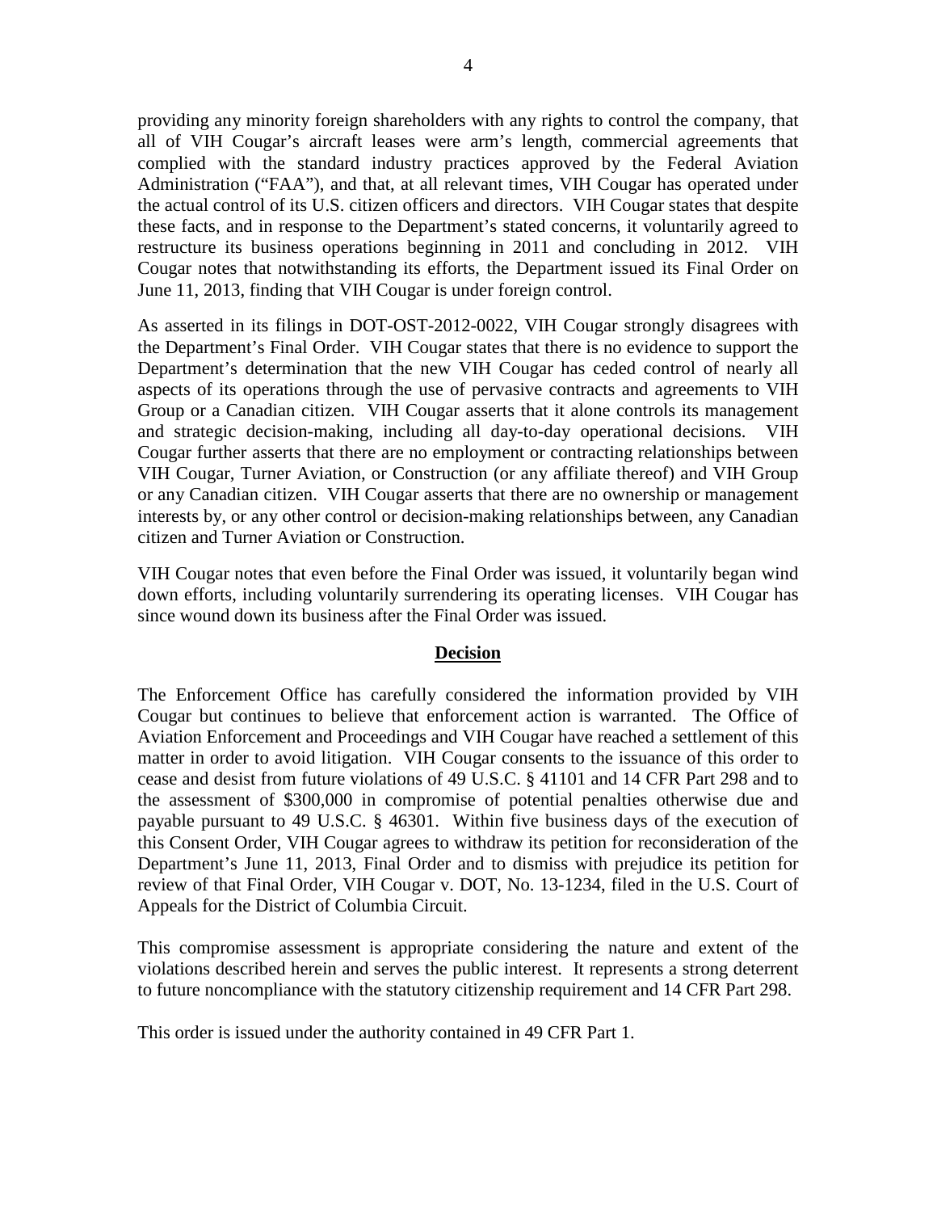providing any minority foreign shareholders with any rights to control the company, that all of VIH Cougar's aircraft leases were arm's length, commercial agreements that complied with the standard industry practices approved by the Federal Aviation Administration ("FAA"), and that, at all relevant times, VIH Cougar has operated under the actual control of its U.S. citizen officers and directors. VIH Cougar states that despite these facts, and in response to the Department's stated concerns, it voluntarily agreed to restructure its business operations beginning in 2011 and concluding in 2012. VIH Cougar notes that notwithstanding its efforts, the Department issued its Final Order on June 11, 2013, finding that VIH Cougar is under foreign control.

As asserted in its filings in DOT-OST-2012-0022, VIH Cougar strongly disagrees with the Department's Final Order. VIH Cougar states that there is no evidence to support the Department's determination that the new VIH Cougar has ceded control of nearly all aspects of its operations through the use of pervasive contracts and agreements to VIH Group or a Canadian citizen. VIH Cougar asserts that it alone controls its management and strategic decision-making, including all day-to-day operational decisions. VIH Cougar further asserts that there are no employment or contracting relationships between VIH Cougar, Turner Aviation, or Construction (or any affiliate thereof) and VIH Group or any Canadian citizen. VIH Cougar asserts that there are no ownership or management interests by, or any other control or decision-making relationships between, any Canadian citizen and Turner Aviation or Construction.

VIH Cougar notes that even before the Final Order was issued, it voluntarily began wind down efforts, including voluntarily surrendering its operating licenses. VIH Cougar has since wound down its business after the Final Order was issued.

## Decision

The Enforcement Office has carefully considered the information provided by VIH Cougar but continues to believe that enforcement action is warranted. The Office of Aviation Enforcement and Proceedings and VIH Cougar have reached a settlement of this matter in order to avoid litigation. VIH Cougar consents to the issuance of this order to cease and desist from future violations of 49 U.S.C. § 41101 and 14 CFR Part 298 and to the assessment of $300,000 in compromise of potential penalties otherwise due and payable pursuant to 49 U.S.C. § 46301. Within five business days of the execution of this Consent Order, VIH Cougar agrees to withdraw its petition for reconsideration of the Department's June 11, 2013, Final Order and to dismiss with prejudice its petition for review of that Final Order, VIH Cougar v. DOT, No. 13-1234, filed in the U.S. Court of Appeals for the District of Columbia Circuit.

This compromise assessment is appropriate considering the nature and extent of the violations described herein and serves the public interest. It represents a strong deterrent to future noncompliance with the statutory citizenship requirement and 14 CFR Part 298.

This order is issued under the authority contained in 49 CFR Part 1.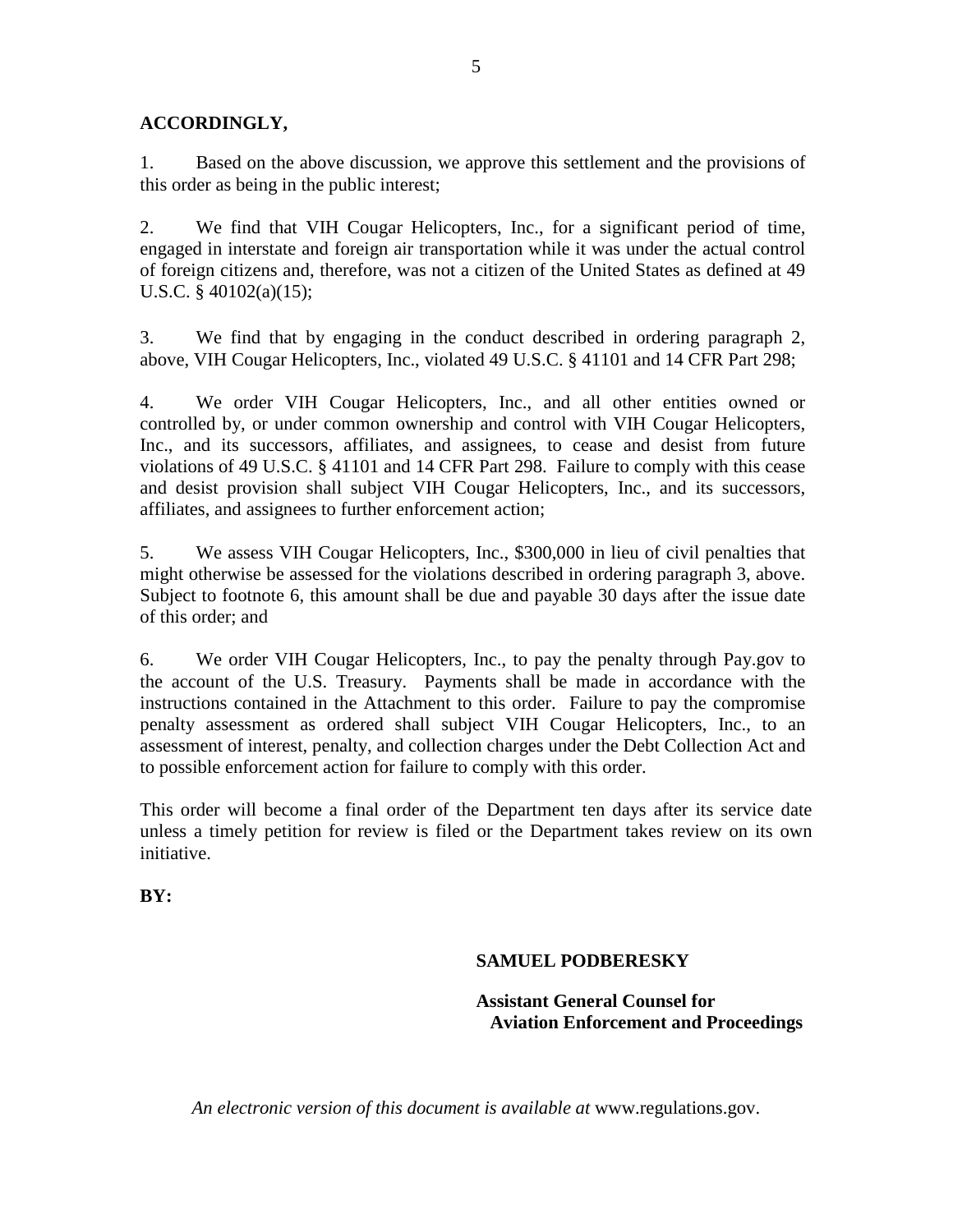**ACCORDINGLY,**

1. Based on the above discussion, we approve this settlement and the provisions of this order as being in the public interest;

2. We find that VIH Cougar Helicopters, Inc., for a significant period of time, engaged in interstate and foreign air transportation while it was under the actual control of foreign citizens and, therefore, was not a citizen of the United States as defined at 49 U.S.C. § 40102(a)(15);

3. We find that by engaging in the conduct described in ordering paragraph 2, above, VIH Cougar Helicopters, Inc., violated 49 U.S.C. § 41101 and 14 CFR Part 298;

4. We order VIH Cougar Helicopters, Inc., and all other entities owned or controlled by, or under common ownership and control with VIH Cougar Helicopters, Inc., and its successors, affiliates, and assignees, to cease and desist from future violations of 49 U.S.C. § 41101 and 14 CFR Part 298. Failure to comply with this cease and desist provision shall subject VIH Cougar Helicopters, Inc., and its successors, affiliates, and assignees to further enforcement action;

5. We assess VIH Cougar Helicopters, Inc., $300,000 in lieu of civil penalties that might otherwise be assessed for the violations described in ordering paragraph 3, above. Subject to footnote 6, this amount shall be due and payable 30 days after the issue date of this order; and

6. We order VIH Cougar Helicopters, Inc., to pay the penalty through Pay.gov to the account of the U.S. Treasury. Payments shall be made in accordance with the instructions contained in the Attachment to this order. Failure to pay the compromise penalty assessment as ordered shall subject VIH Cougar Helicopters, Inc., to an assessment of interest, penalty, and collection charges under the Debt Collection Act and to possible enforcement action for failure to comply with this order.

This order will become a final order of the Department ten days after its service date unless a timely petition for review is filed or the Department takes review on its own initiative.

**BY:**

**SAMUEL PODBERESKY**

**Assistant General Counsel for Aviation Enforcement and Proceedings**

*An electronic version of this document is available at* www.regulations.gov.